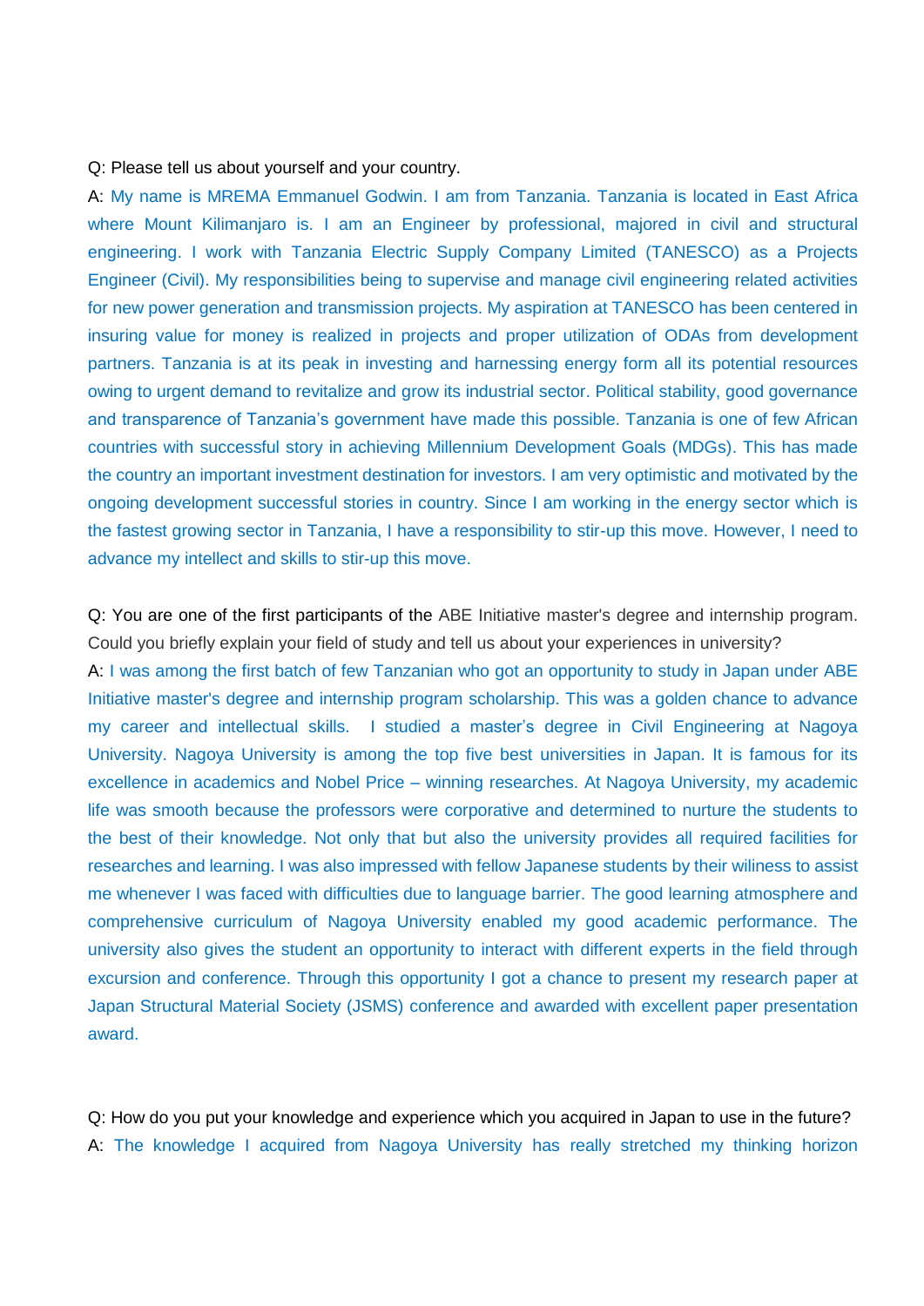Q: Please tell us about yourself and your country.

A: My name is MREMA Emmanuel Godwin. I am from Tanzania. Tanzania is located in East Africa where Mount Kilimanjaro is. I am an Engineer by professional, majored in civil and structural engineering. I work with Tanzania Electric Supply Company Limited (TANESCO) as a Projects Engineer (Civil). My responsibilities being to supervise and manage civil engineering related activities for new power generation and transmission projects. My aspiration at TANESCO has been centered in insuring value for money is realized in projects and proper utilization of ODAs from development partners. Tanzania is at its peak in investing and harnessing energy form all its potential resources owing to urgent demand to revitalize and grow its industrial sector. Political stability, good governance and transparence of Tanzania's government have made this possible. Tanzania is one of few African countries with successful story in achieving Millennium Development Goals (MDGs). This has made the country an important investment destination for investors. I am very optimistic and motivated by the ongoing development successful stories in country. Since I am working in the energy sector which is the fastest growing sector in Tanzania, I have a responsibility to stir-up this move. However, I need to advance my intellect and skills to stir-up this move.

Q: You are one of the first participants of the ABE Initiative master's degree and internship program. Could you briefly explain your field of study and tell us about your experiences in university?

A: I was among the first batch of few Tanzanian who got an opportunity to study in Japan under ABE Initiative master's degree and internship program scholarship. This was a golden chance to advance my career and intellectual skills. I studied a master's degree in Civil Engineering at Nagoya University. Nagoya University is among the top five best universities in Japan. It is famous for its excellence in academics and Nobel Price – winning researches. At Nagoya University, my academic life was smooth because the professors were corporative and determined to nurture the students to the best of their knowledge. Not only that but also the university provides all required facilities for researches and learning. I was also impressed with fellow Japanese students by their wiliness to assist me whenever I was faced with difficulties due to language barrier. The good learning atmosphere and comprehensive curriculum of Nagoya University enabled my good academic performance. The university also gives the student an opportunity to interact with different experts in the field through excursion and conference. Through this opportunity I got a chance to present my research paper at Japan Structural Material Society (JSMS) conference and awarded with excellent paper presentation award.

Q: How do you put your knowledge and experience which you acquired in Japan to use in the future?

A: The knowledge I acquired from Nagoya University has really stretched my thinking horizon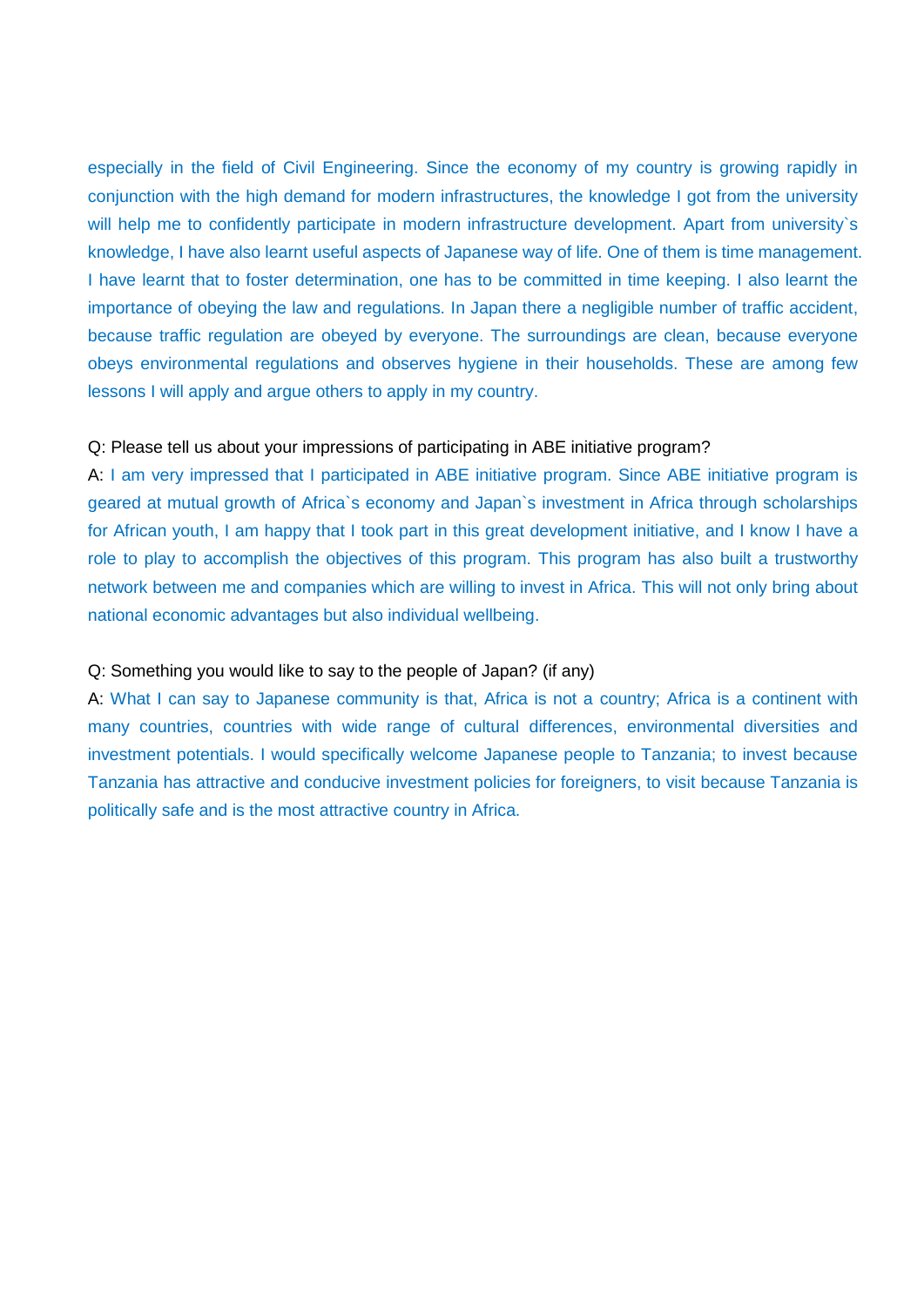especially in the field of Civil Engineering. Since the economy of my country is growing rapidly in conjunction with the high demand for modern infrastructures, the knowledge I got from the university will help me to confidently participate in modern infrastructure development. Apart from university`s knowledge, I have also learnt useful aspects of Japanese way of life. One of them is time management. I have learnt that to foster determination, one has to be committed in time keeping. I also learnt the importance of obeying the law and regulations. In Japan there a negligible number of traffic accident, because traffic regulation are obeyed by everyone. The surroundings are clean, because everyone obeys environmental regulations and observes hygiene in their households. These are among few lessons I will apply and argue others to apply in my country.

Q: Please tell us about your impressions of participating in ABE initiative program?

A: I am very impressed that I participated in ABE initiative program. Since ABE initiative program is geared at mutual growth of Africa`s economy and Japan`s investment in Africa through scholarships for African youth, I am happy that I took part in this great development initiative, and I know I have a role to play to accomplish the objectives of this program. This program has also built a trustworthy network between me and companies which are willing to invest in Africa. This will not only bring about national economic advantages but also individual wellbeing.

Q: Something you would like to say to the people of Japan? (if any)

A: What I can say to Japanese community is that, Africa is not a country; Africa is a continent with many countries, countries with wide range of cultural differences, environmental diversities and investment potentials. I would specifically welcome Japanese people to Tanzania; to invest because Tanzania has attractive and conducive investment policies for foreigners, to visit because Tanzania is politically safe and is the most attractive country in Africa.